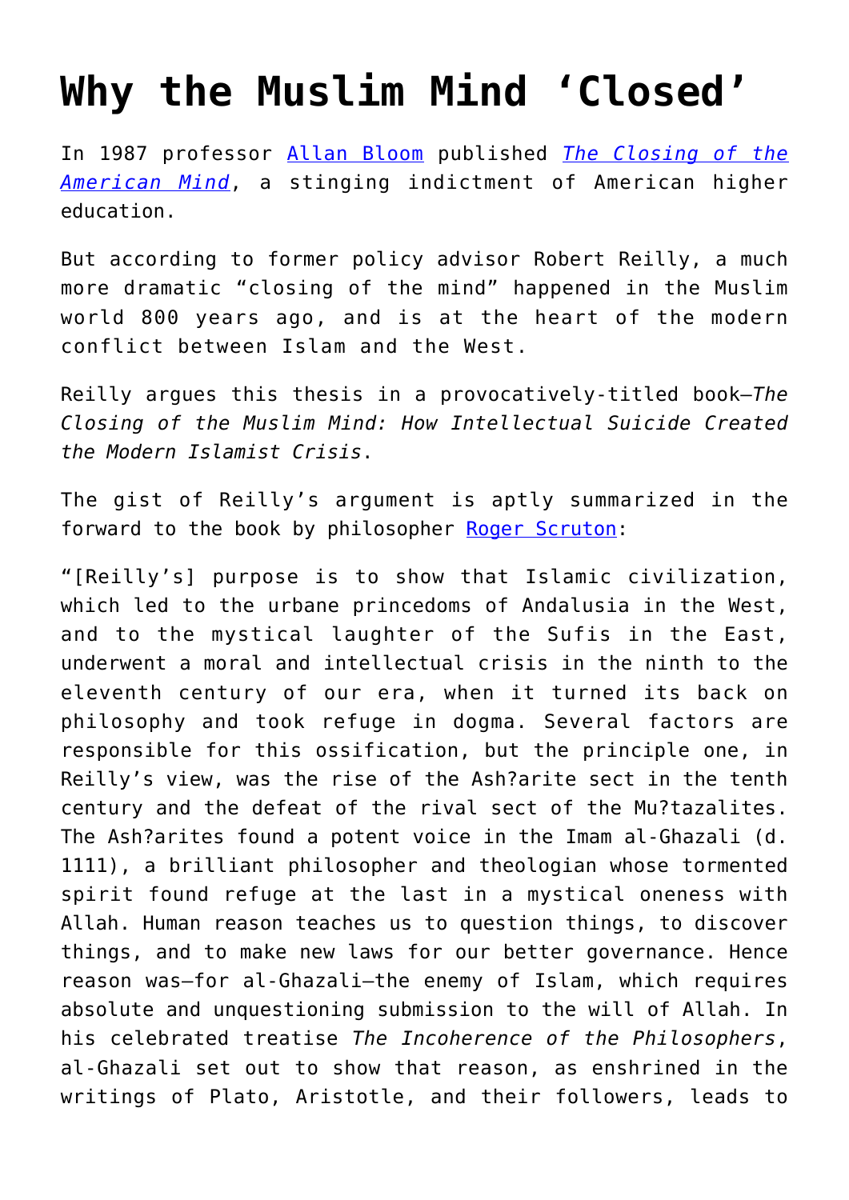# Why the Muslim Mind 'Closed'

In 1987 professor [Allan Bloom] published *[The Closing of the American Mind]*, a stinging indictment of American higher education.

But according to former policy advisor Robert Reilly, a much more dramatic "closing of the mind" happened in the Muslim world 800 years ago, and is at the heart of the modern conflict between Islam and the West.

Reilly argues this thesis in a provocatively-titled book—*The Closing of the Muslim Mind: How Intellectual Suicide Created the Modern Islamist Crisis*.

The gist of Reilly's argument is aptly summarized in the forward to the book by philosopher [Roger Scruton]:

"[Reilly's] purpose is to show that Islamic civilization, which led to the urbane princedoms of Andalusia in the West, and to the mystical laughter of the Sufis in the East, underwent a moral and intellectual crisis in the ninth to the eleventh century of our era, when it turned its back on philosophy and took refuge in dogma. Several factors are responsible for this ossification, but the principle one, in Reilly's view, was the rise of the Ash?arite sect in the tenth century and the defeat of the rival sect of the Mu?tazalites. The Ash?arites found a potent voice in the Imam al-Ghazali (d. 1111), a brilliant philosopher and theologian whose tormented spirit found refuge at the last in a mystical oneness with Allah. Human reason teaches us to question things, to discover things, and to make new laws for our better governance. Hence reason was—for al-Ghazali—the enemy of Islam, which requires absolute and unquestioning submission to the will of Allah. In his celebrated treatise *The Incoherence of the Philosophers*, al-Ghazali set out to show that reason, as enshrined in the writings of Plato, Aristotle, and their followers, leads to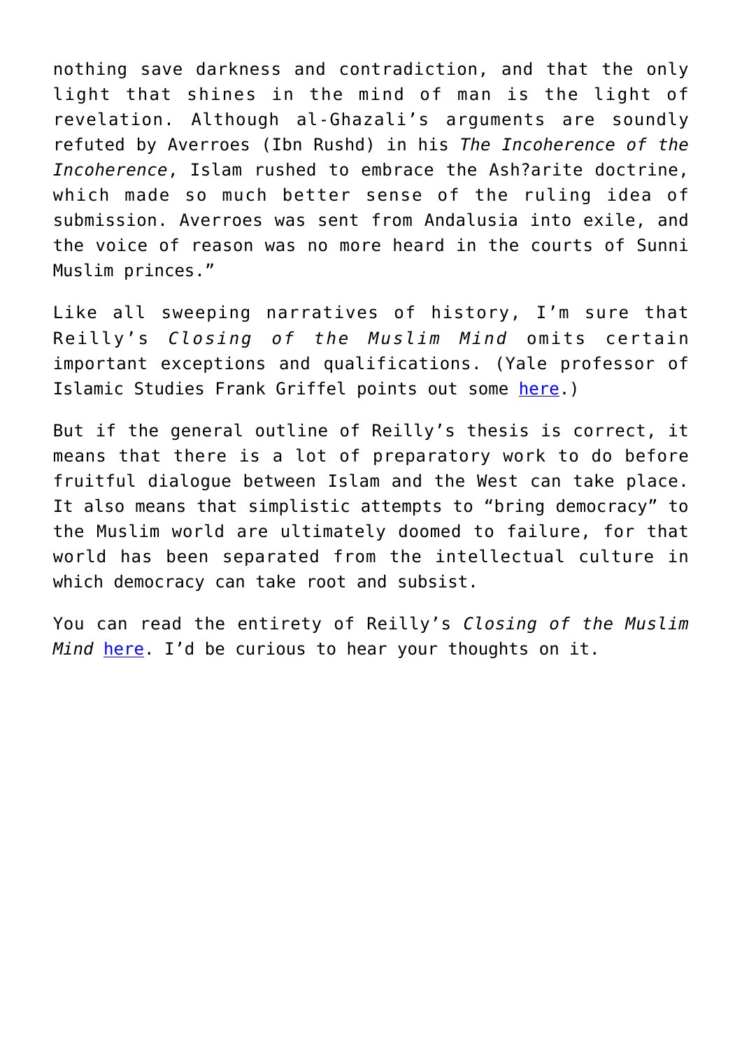nothing save darkness and contradiction, and that the only light that shines in the mind of man is the light of revelation. Although al-Ghazali's arguments are soundly refuted by Averroes (Ibn Rushd) in his *The Incoherence of the Incoherence*, Islam rushed to embrace the Ash?arite doctrine, which made so much better sense of the ruling idea of submission. Averroes was sent from Andalusia into exile, and the voice of reason was no more heard in the courts of Sunni Muslim princes."

Like all sweeping narratives of history, I'm sure that Reilly's *Closing of the Muslim Mind* omits certain important exceptions and qualifications. (Yale professor of Islamic Studies Frank Griffel points out some here.)

But if the general outline of Reilly's thesis is correct, it means that there is a lot of preparatory work to do before fruitful dialogue between Islam and the West can take place. It also means that simplistic attempts to "bring democracy" to the Muslim world are ultimately doomed to failure, for that world has been separated from the intellectual culture in which democracy can take root and subsist.

You can read the entirety of Reilly's *Closing of the Muslim Mind* here. I'd be curious to hear your thoughts on it.